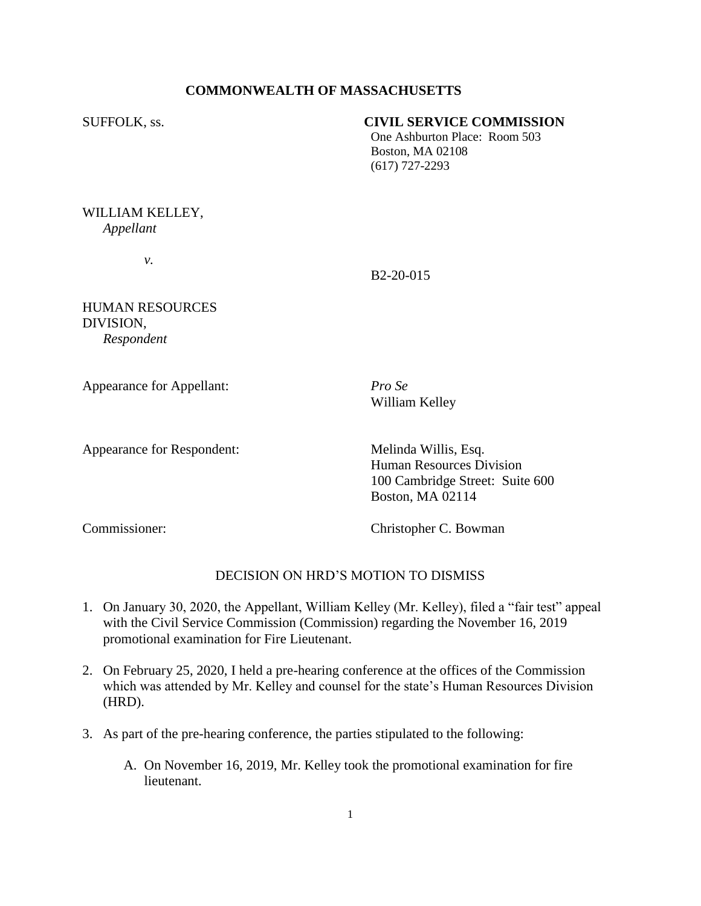**COMMONWEALTH OF MASSACHUSETTS**

SUFFOLK, ss.

**CIVIL SERVICE COMMISSION**
One Ashburton Place: Room 503
Boston, MA 02108
(617) 727-2293

WILLIAM KELLEY,
*Appellant*

*v.*

B2-20-015

HUMAN RESOURCES DIVISION,
*Respondent*

Appearance for Appellant: *Pro Se*
William Kelley

Appearance for Respondent: Melinda Willis, Esq.
Human Resources Division
100 Cambridge Street: Suite 600
Boston, MA 02114

Commissioner: Christopher C. Bowman

DECISION ON HRD'S MOTION TO DISMISS

1. On January 30, 2020, the Appellant, William Kelley (Mr. Kelley), filed a "fair test" appeal with the Civil Service Commission (Commission) regarding the November 16, 2019 promotional examination for Fire Lieutenant.

2. On February 25, 2020, I held a pre-hearing conference at the offices of the Commission which was attended by Mr. Kelley and counsel for the state's Human Resources Division (HRD).

3. As part of the pre-hearing conference, the parties stipulated to the following:

   A. On November 16, 2019, Mr. Kelley took the promotional examination for fire lieutenant.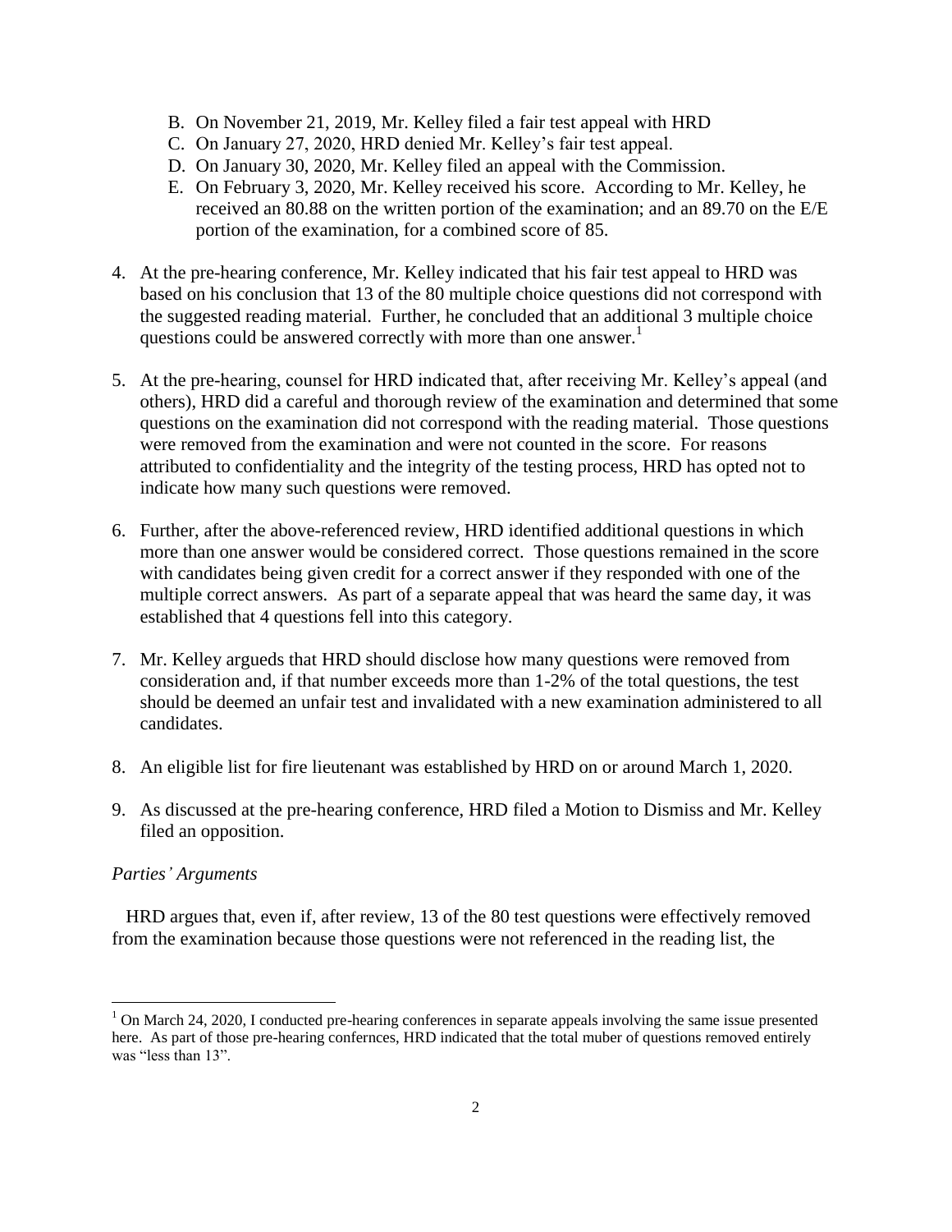B. On November 21, 2019, Mr. Kelley filed a fair test appeal with HRD
C. On January 27, 2020, HRD denied Mr. Kelley's fair test appeal.
D. On January 30, 2020, Mr. Kelley filed an appeal with the Commission.
E. On February 3, 2020, Mr. Kelley received his score. According to Mr. Kelley, he received an 80.88 on the written portion of the examination; and an 89.70 on the E/E portion of the examination, for a combined score of 85.

4. At the pre-hearing conference, Mr. Kelley indicated that his fair test appeal to HRD was based on his conclusion that 13 of the 80 multiple choice questions did not correspond with the suggested reading material. Further, he concluded that an additional 3 multiple choice questions could be answered correctly with more than one answer.[1]

5. At the pre-hearing, counsel for HRD indicated that, after receiving Mr. Kelley's appeal (and others), HRD did a careful and thorough review of the examination and determined that some questions on the examination did not correspond with the reading material. Those questions were removed from the examination and were not counted in the score. For reasons attributed to confidentiality and the integrity of the testing process, HRD has opted not to indicate how many such questions were removed.

6. Further, after the above-referenced review, HRD identified additional questions in which more than one answer would be considered correct. Those questions remained in the score with candidates being given credit for a correct answer if they responded with one of the multiple correct answers. As part of a separate appeal that was heard the same day, it was established that 4 questions fell into this category.

7. Mr. Kelley argueds that HRD should disclose how many questions were removed from consideration and, if that number exceeds more than 1-2% of the total questions, the test should be deemed an unfair test and invalidated with a new examination administered to all candidates.

8. An eligible list for fire lieutenant was established by HRD on or around March 1, 2020.

9. As discussed at the pre-hearing conference, HRD filed a Motion to Dismiss and Mr. Kelley filed an opposition.

*Parties' Arguments*

HRD argues that, even if, after review, 13 of the 80 test questions were effectively removed from the examination because those questions were not referenced in the reading list, the

[1] On March 24, 2020, I conducted pre-hearing conferences in separate appeals involving the same issue presented here. As part of those pre-hearing confernces, HRD indicated that the total muber of questions removed entirely was "less than 13".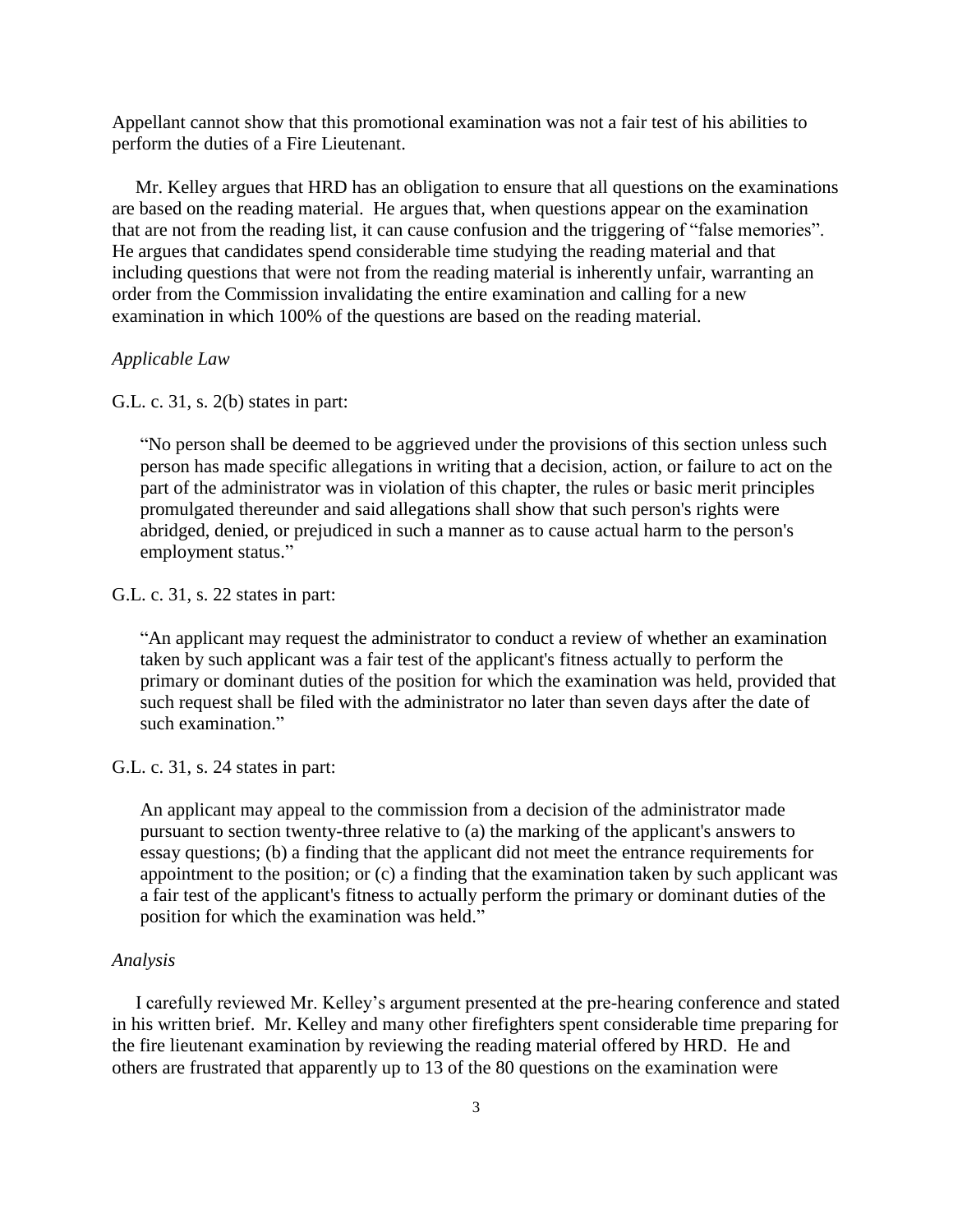Appellant cannot show that this promotional examination was not a fair test of his abilities to perform the duties of a Fire Lieutenant.

Mr. Kelley argues that HRD has an obligation to ensure that all questions on the examinations are based on the reading material. He argues that, when questions appear on the examination that are not from the reading list, it can cause confusion and the triggering of "false memories". He argues that candidates spend considerable time studying the reading material and that including questions that were not from the reading material is inherently unfair, warranting an order from the Commission invalidating the entire examination and calling for a new examination in which 100% of the questions are based on the reading material.

*Applicable Law*

G.L. c. 31, s. 2(b) states in part:

> "No person shall be deemed to be aggrieved under the provisions of this section unless such person has made specific allegations in writing that a decision, action, or failure to act on the part of the administrator was in violation of this chapter, the rules or basic merit principles promulgated thereunder and said allegations shall show that such person's rights were abridged, denied, or prejudiced in such a manner as to cause actual harm to the person's employment status."

G.L. c. 31, s. 22 states in part:

> "An applicant may request the administrator to conduct a review of whether an examination taken by such applicant was a fair test of the applicant's fitness actually to perform the primary or dominant duties of the position for which the examination was held, provided that such request shall be filed with the administrator no later than seven days after the date of such examination."

G.L. c. 31, s. 24 states in part:

> An applicant may appeal to the commission from a decision of the administrator made pursuant to section twenty-three relative to (a) the marking of the applicant's answers to essay questions; (b) a finding that the applicant did not meet the entrance requirements for appointment to the position; or (c) a finding that the examination taken by such applicant was a fair test of the applicant's fitness to actually perform the primary or dominant duties of the position for which the examination was held."

*Analysis*

I carefully reviewed Mr. Kelley's argument presented at the pre-hearing conference and stated in his written brief. Mr. Kelley and many other firefighters spent considerable time preparing for the fire lieutenant examination by reviewing the reading material offered by HRD. He and others are frustrated that apparently up to 13 of the 80 questions on the examination were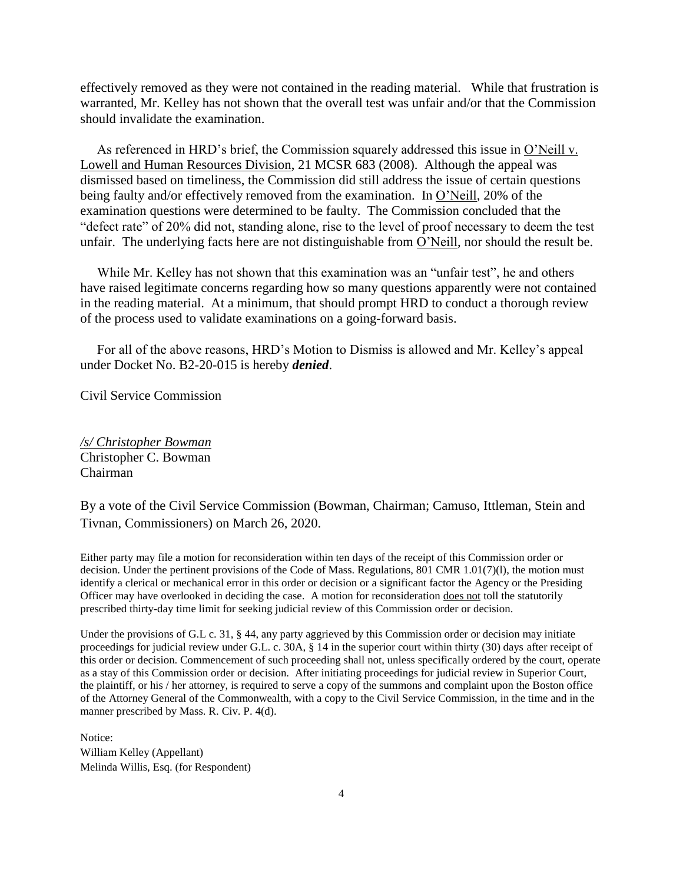effectively removed as they were not contained in the reading material. While that frustration is warranted, Mr. Kelley has not shown that the overall test was unfair and/or that the Commission should invalidate the examination.

As referenced in HRD's brief, the Commission squarely addressed this issue in O'Neill v. Lowell and Human Resources Division, 21 MCSR 683 (2008). Although the appeal was dismissed based on timeliness, the Commission did still address the issue of certain questions being faulty and/or effectively removed from the examination. In O'Neill, 20% of the examination questions were determined to be faulty. The Commission concluded that the "defect rate" of 20% did not, standing alone, rise to the level of proof necessary to deem the test unfair. The underlying facts here are not distinguishable from O'Neill, nor should the result be.

While Mr. Kelley has not shown that this examination was an "unfair test", he and others have raised legitimate concerns regarding how so many questions apparently were not contained in the reading material. At a minimum, that should prompt HRD to conduct a thorough review of the process used to validate examinations on a going-forward basis.

For all of the above reasons, HRD's Motion to Dismiss is allowed and Mr. Kelley's appeal under Docket No. B2-20-015 is hereby ***denied***.

Civil Service Commission

*/s/ Christopher Bowman*
Christopher C. Bowman
Chairman

By a vote of the Civil Service Commission (Bowman, Chairman; Camuso, Ittleman, Stein and Tivnan, Commissioners) on March 26, 2020.

Either party may file a motion for reconsideration within ten days of the receipt of this Commission order or decision. Under the pertinent provisions of the Code of Mass. Regulations, 801 CMR 1.01(7)(l), the motion must identify a clerical or mechanical error in this order or decision or a significant factor the Agency or the Presiding Officer may have overlooked in deciding the case. A motion for reconsideration does not toll the statutorily prescribed thirty-day time limit for seeking judicial review of this Commission order or decision.

Under the provisions of G.L c. 31, § 44, any party aggrieved by this Commission order or decision may initiate proceedings for judicial review under G.L. c. 30A, § 14 in the superior court within thirty (30) days after receipt of this order or decision. Commencement of such proceeding shall not, unless specifically ordered by the court, operate as a stay of this Commission order or decision. After initiating proceedings for judicial review in Superior Court, the plaintiff, or his / her attorney, is required to serve a copy of the summons and complaint upon the Boston office of the Attorney General of the Commonwealth, with a copy to the Civil Service Commission, in the time and in the manner prescribed by Mass. R. Civ. P. 4(d).

Notice:
William Kelley (Appellant)
Melinda Willis, Esq. (for Respondent)